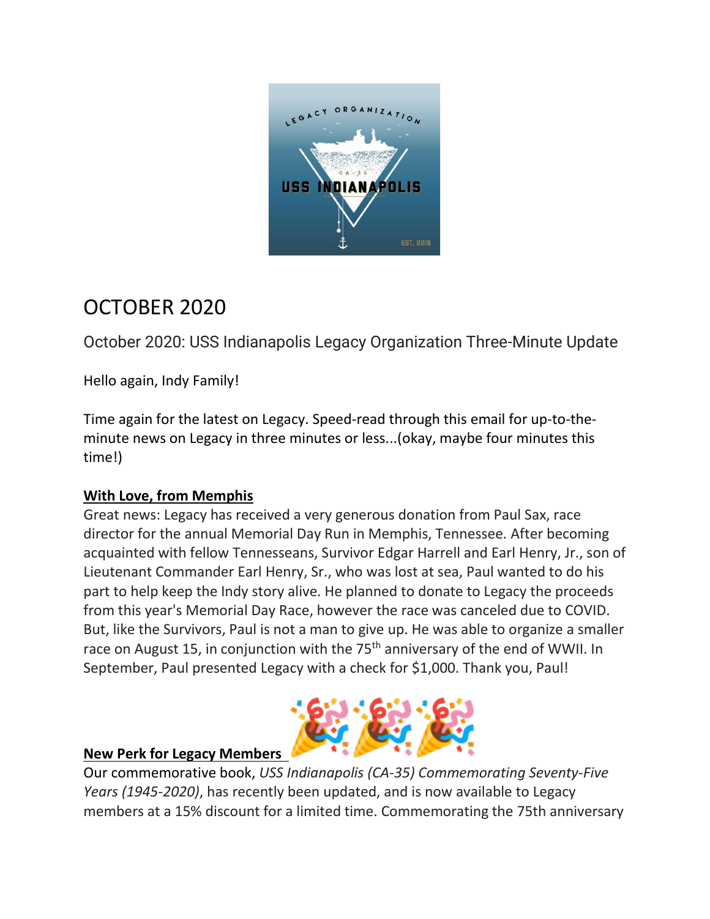# OCTOBER 2020

October 2020: USS Indianapolis Legacy Organization Three-Minute Update

Hello again, Indy Family!

Time again for the latest on Legacy. Speed-read through this email for up-to-the-minute news on Legacy in three minutes or less...(okay, maybe four minutes this time!)

**With Love, from Memphis**

Great news: Legacy has received a very generous donation from Paul Sax, race director for the annual Memorial Day Run in Memphis, Tennessee. After becoming acquainted with fellow Tennesseans, Survivor Edgar Harrell and Earl Henry, Jr., son of Lieutenant Commander Earl Henry, Sr., who was lost at sea, Paul wanted to do his part to help keep the Indy story alive. He planned to donate to Legacy the proceeds from this year's Memorial Day Race, however the race was canceled due to COVID. But, like the Survivors, Paul is not a man to give up. He was able to organize a smaller race on August 15, in conjunction with the 75th anniversary of the end of WWII. In September, Paul presented Legacy with a check for $1,000. Thank you, Paul!

**New Perk for Legacy Members**

Our commemorative book, *USS Indianapolis (CA-35) Commemorating Seventy-Five Years (1945-2020)*, has recently been updated, and is now available to Legacy members at a 15% discount for a limited time. Commemorating the 75th anniversary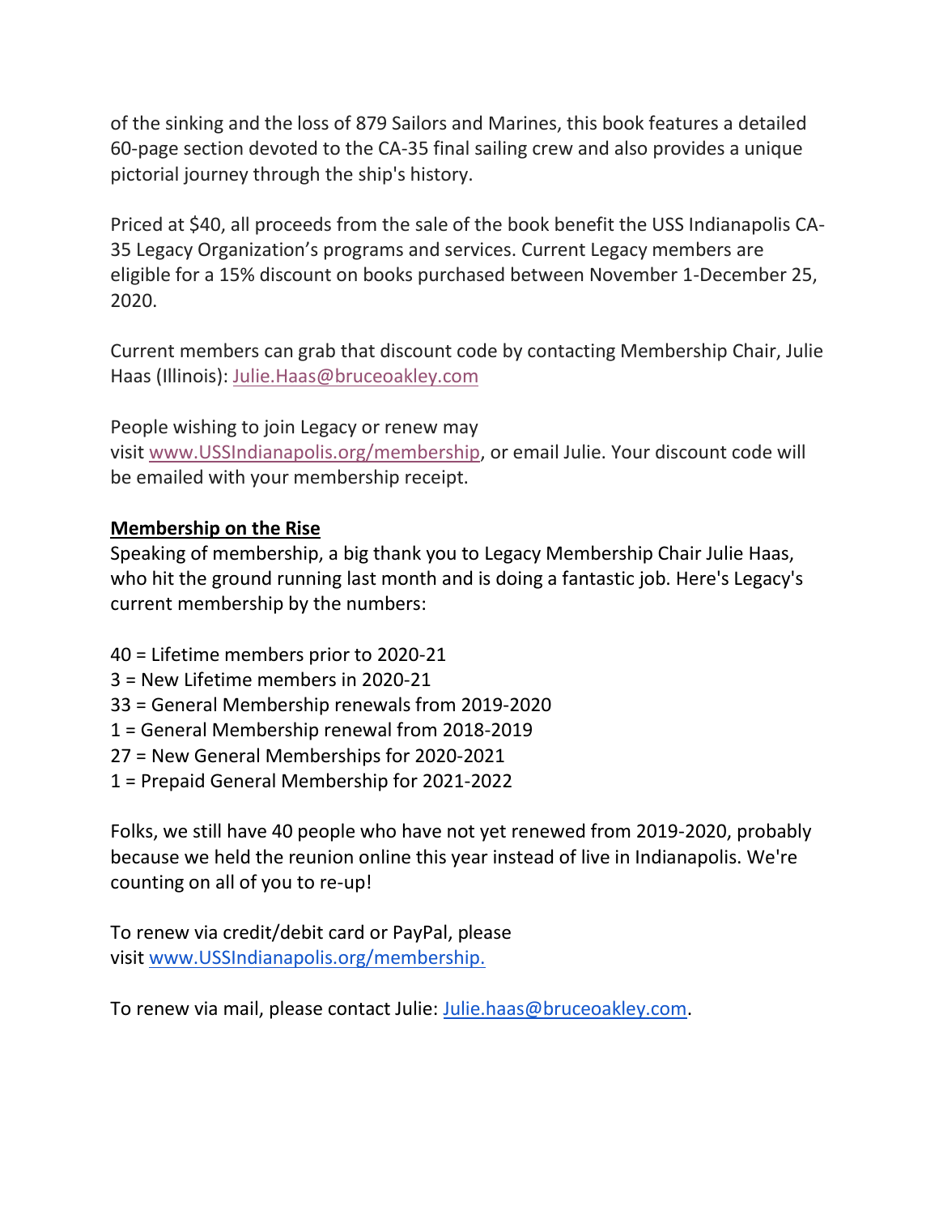of the sinking and the loss of 879 Sailors and Marines, this book features a detailed 60-page section devoted to the CA-35 final sailing crew and also provides a unique pictorial journey through the ship's history.

Priced at $40, all proceeds from the sale of the book benefit the USS Indianapolis CA-35 Legacy Organization's programs and services. Current Legacy members are eligible for a 15% discount on books purchased between November 1-December 25, 2020.

Current members can grab that discount code by contacting Membership Chair, Julie Haas (Illinois): Julie.Haas@bruceoakley.com

People wishing to join Legacy or renew may visit www.USSIndianapolis.org/membership, or email Julie. Your discount code will be emailed with your membership receipt.

**Membership on the Rise**

Speaking of membership, a big thank you to Legacy Membership Chair Julie Haas, who hit the ground running last month and is doing a fantastic job. Here's Legacy's current membership by the numbers:

40 = Lifetime members prior to 2020-21
3 = New Lifetime members in 2020-21
33 = General Membership renewals from 2019-2020
1 = General Membership renewal from 2018-2019
27 = New General Memberships for 2020-2021
1 = Prepaid General Membership for 2021-2022

Folks, we still have 40 people who have not yet renewed from 2019-2020, probably because we held the reunion online this year instead of live in Indianapolis. We're counting on all of you to re-up!

To renew via credit/debit card or PayPal, please visit www.USSIndianapolis.org/membership.

To renew via mail, please contact Julie: Julie.haas@bruceoakley.com.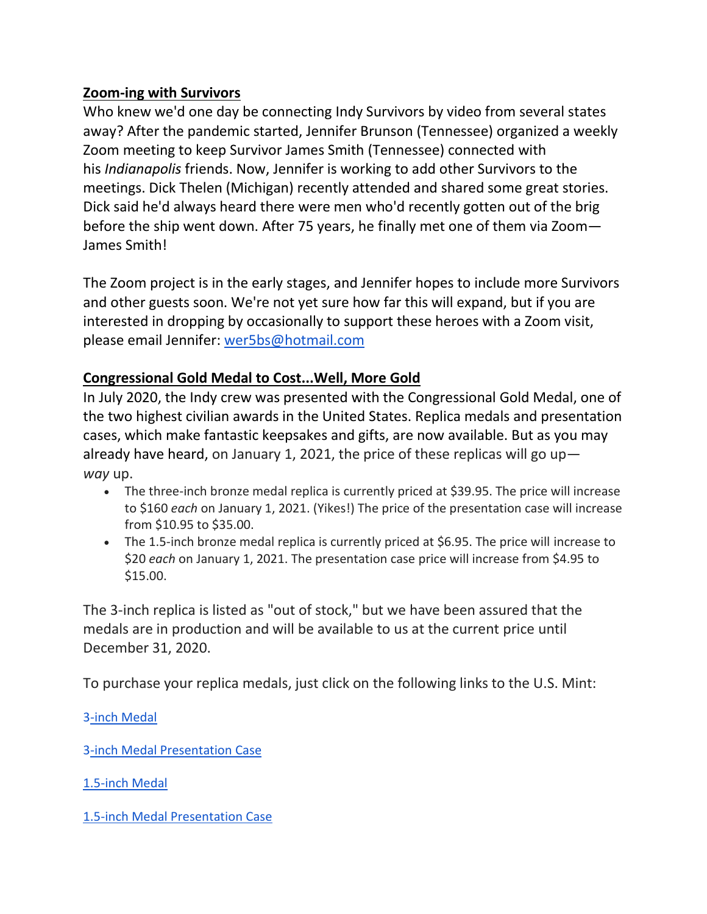## **Zoom-ing with Survivors**

Who knew we'd one day be connecting Indy Survivors by video from several states away? After the pandemic started, Jennifer Brunson (Tennessee) organized a weekly Zoom meeting to keep Survivor James Smith (Tennessee) connected with his *Indianapolis* friends. Now, Jennifer is working to add other Survivors to the meetings. Dick Thelen (Michigan) recently attended and shared some great stories. Dick said he'd always heard there were men who'd recently gotten out of the brig before the ship went down. After 75 years, he finally met one of them via Zoom—James Smith!

The Zoom project is in the early stages, and Jennifer hopes to include more Survivors and other guests soon. We're not yet sure how far this will expand, but if you are interested in dropping by occasionally to support these heroes with a Zoom visit, please email Jennifer: [wer5bs@hotmail.com](mailto:wer5bs@hotmail.com)

## **Congressional Gold Medal to Cost...Well, More Gold**

In July 2020, the Indy crew was presented with the Congressional Gold Medal, one of the two highest civilian awards in the United States. Replica medals and presentation cases, which make fantastic keepsakes and gifts, are now available. But as you may already have heard, on January 1, 2021, the price of these replicas will go up—*way* up.

- The three-inch bronze medal replica is currently priced at $39.95. The price will increase to $160 *each* on January 1, 2021. (Yikes!) The price of the presentation case will increase from $10.95 to $35.00.
- The 1.5-inch bronze medal replica is currently priced at $6.95. The price will increase to $20 *each* on January 1, 2021. The presentation case price will increase from $4.95 to $15.00.

The 3-inch replica is listed as "out of stock," but we have been assured that the medals are in production and will be available to us at the current price until December 31, 2020.

To purchase your replica medals, just click on the following links to the U.S. Mint:

3-inch Medal

3-inch Medal Presentation Case

1.5-inch Medal

1.5-inch Medal Presentation Case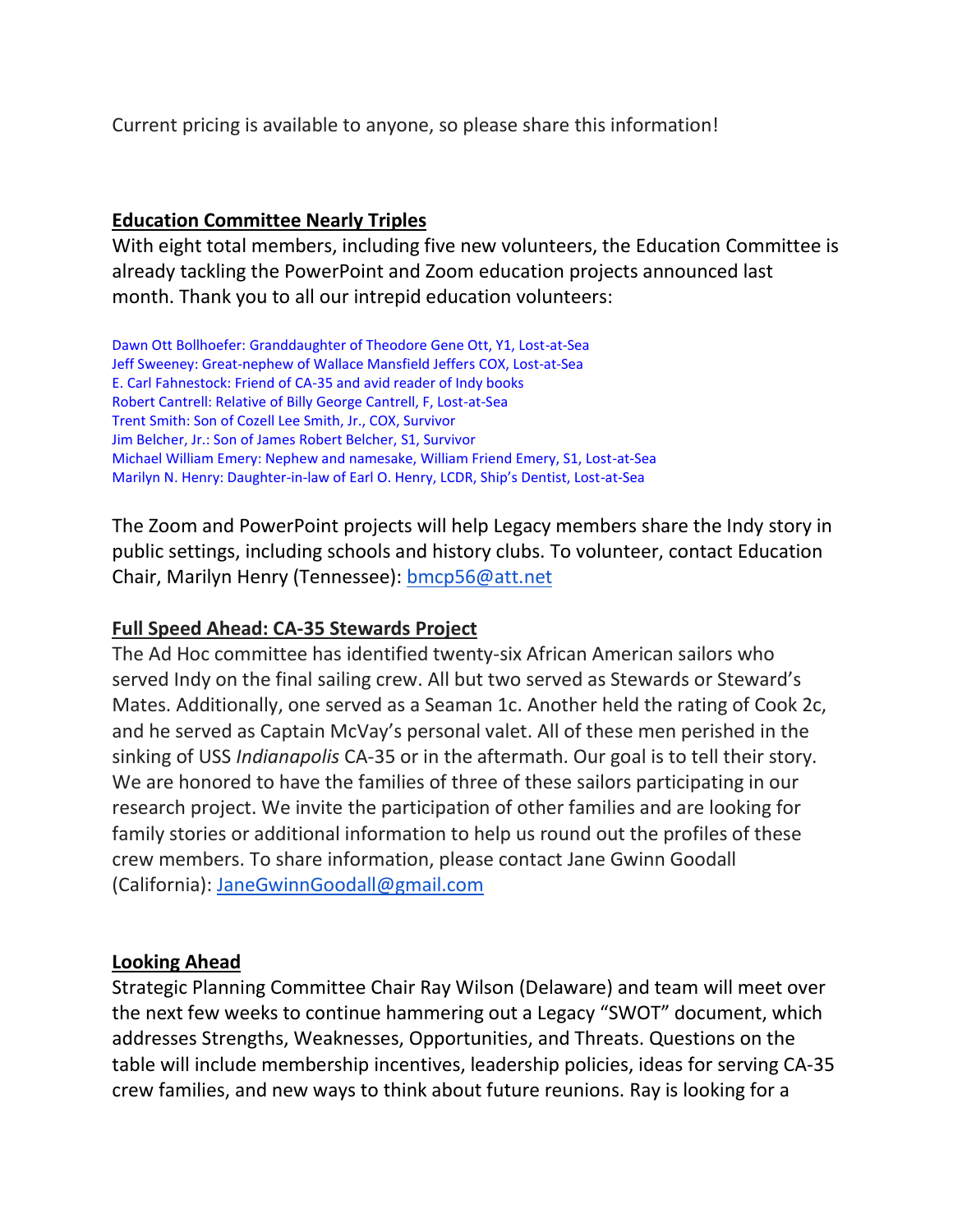Current pricing is available to anyone, so please share this information!

**Education Committee Nearly Triples**

With eight total members, including five new volunteers, the Education Committee is already tackling the PowerPoint and Zoom education projects announced last month. Thank you to all our intrepid education volunteers:

Dawn Ott Bollhoefer: Granddaughter of Theodore Gene Ott, Y1, Lost-at-Sea
Jeff Sweeney: Great-nephew of Wallace Mansfield Jeffers COX, Lost-at-Sea
E. Carl Fahnestock: Friend of CA-35 and avid reader of Indy books
Robert Cantrell: Relative of Billy George Cantrell, F, Lost-at-Sea
Trent Smith: Son of Cozell Lee Smith, Jr., COX, Survivor
Jim Belcher, Jr.: Son of James Robert Belcher, S1, Survivor
Michael William Emery: Nephew and namesake, William Friend Emery, S1, Lost-at-Sea
Marilyn N. Henry: Daughter-in-law of Earl O. Henry, LCDR, Ship's Dentist, Lost-at-Sea

The Zoom and PowerPoint projects will help Legacy members share the Indy story in public settings, including schools and history clubs. To volunteer, contact Education Chair, Marilyn Henry (Tennessee): bmcp56@att.net

**Full Speed Ahead: CA-35 Stewards Project**

The Ad Hoc committee has identified twenty-six African American sailors who served Indy on the final sailing crew. All but two served as Stewards or Steward's Mates. Additionally, one served as a Seaman 1c. Another held the rating of Cook 2c, and he served as Captain McVay's personal valet. All of these men perished in the sinking of USS *Indianapolis* CA-35 or in the aftermath. Our goal is to tell their story. We are honored to have the families of three of these sailors participating in our research project. We invite the participation of other families and are looking for family stories or additional information to help us round out the profiles of these crew members. To share information, please contact Jane Gwinn Goodall (California): JaneGwinnGoodall@gmail.com

**Looking Ahead**

Strategic Planning Committee Chair Ray Wilson (Delaware) and team will meet over the next few weeks to continue hammering out a Legacy "SWOT" document, which addresses Strengths, Weaknesses, Opportunities, and Threats. Questions on the table will include membership incentives, leadership policies, ideas for serving CA-35 crew families, and new ways to think about future reunions. Ray is looking for a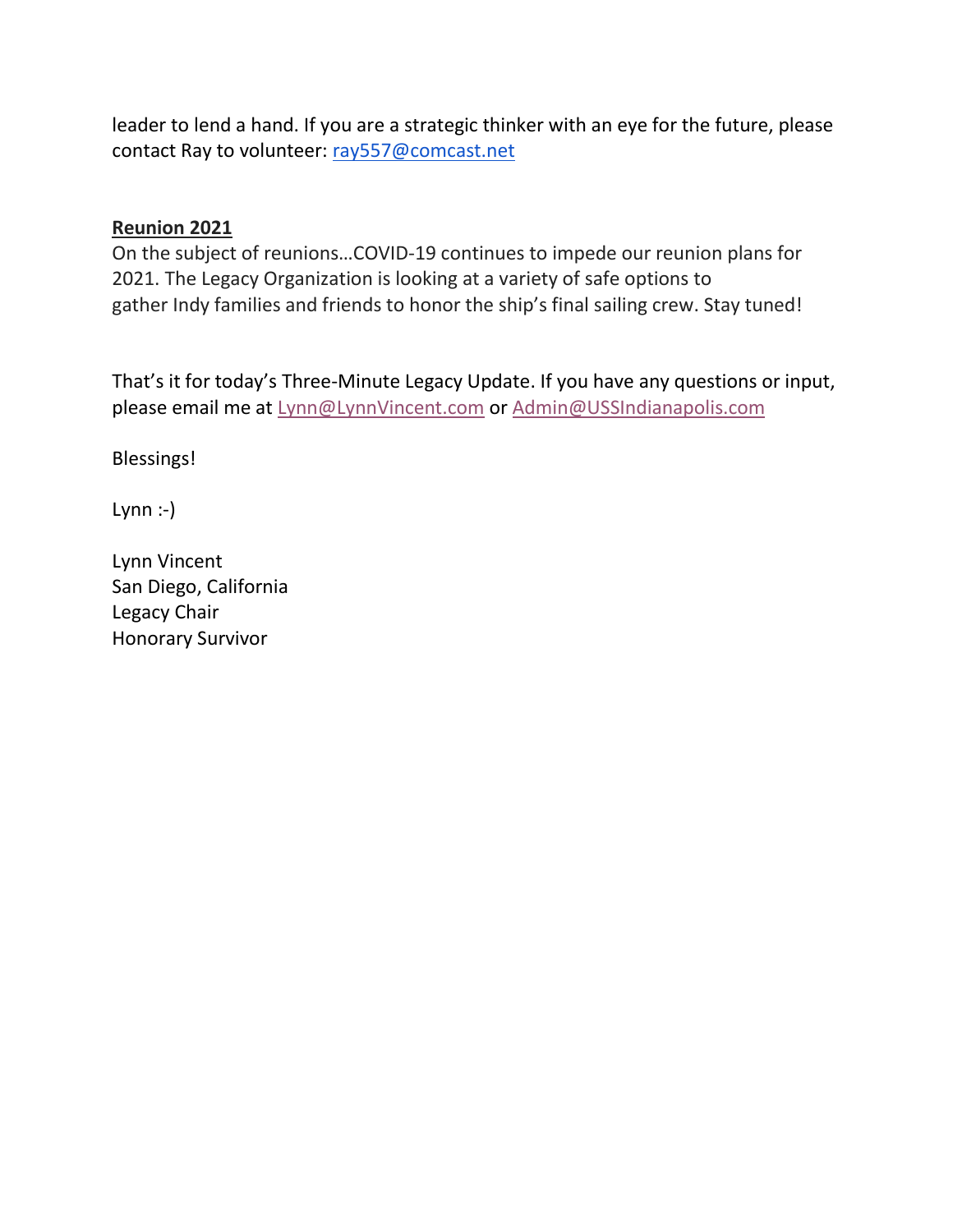leader to lend a hand. If you are a strategic thinker with an eye for the future, please contact Ray to volunteer: ray557@comcast.net

**Reunion 2021**

On the subject of reunions…COVID-19 continues to impede our reunion plans for 2021. The Legacy Organization is looking at a variety of safe options to gather Indy families and friends to honor the ship's final sailing crew. Stay tuned!

That's it for today's Three-Minute Legacy Update. If you have any questions or input, please email me at Lynn@LynnVincent.com or Admin@USSIndianapolis.com

Blessings!

Lynn :-)

Lynn Vincent
San Diego, California
Legacy Chair
Honorary Survivor